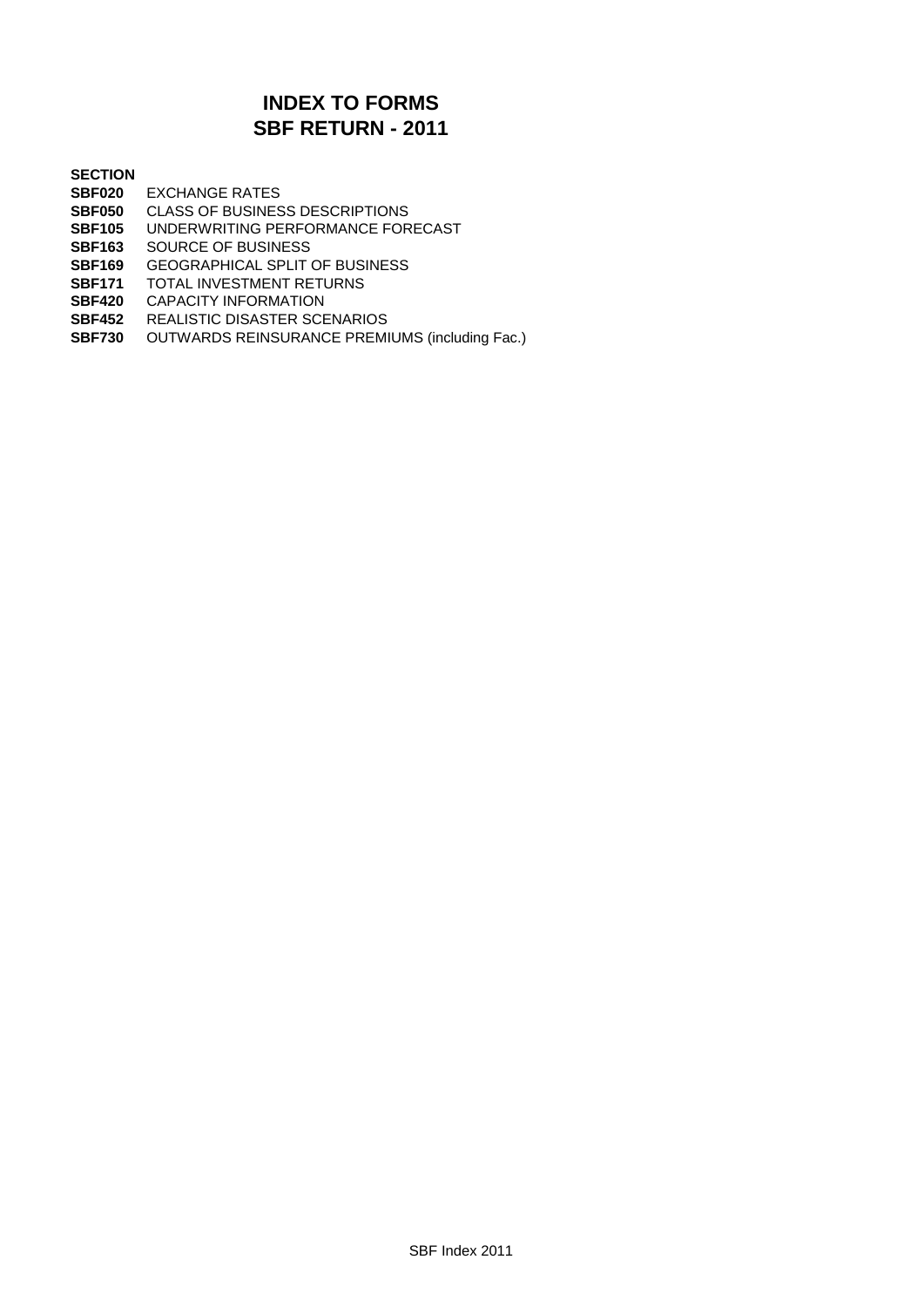# INDEX TO FORMS
# SBF RETURN - 2011

**SECTION**

**SBF020** EXCHANGE RATES
**SBF050** CLASS OF BUSINESS DESCRIPTIONS
**SBF105** UNDERWRITING PERFORMANCE FORECAST
**SBF163** SOURCE OF BUSINESS
**SBF169** GEOGRAPHICAL SPLIT OF BUSINESS
**SBF171** TOTAL INVESTMENT RETURNS
**SBF420** CAPACITY INFORMATION
**SBF452** REALISTIC DISASTER SCENARIOS
**SBF730** OUTWARDS REINSURANCE PREMIUMS (including Fac.)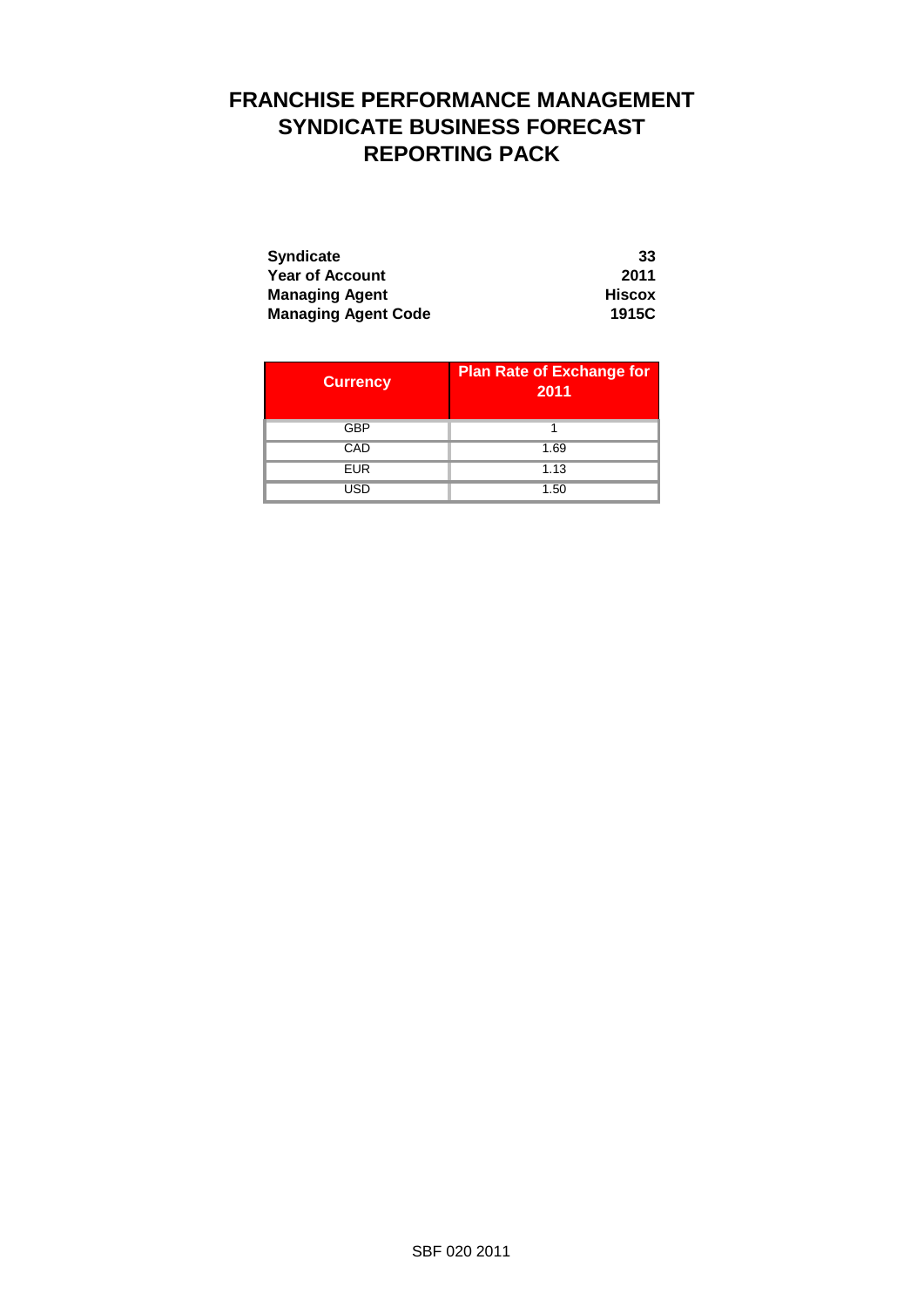# FRANCHISE PERFORMANCE MANAGEMENT
# SYNDICATE BUSINESS FORECAST
# REPORTING PACK

| | |
|---|---|
| **Syndicate** | **33** |
| **Year of Account** | **2011** |
| **Managing Agent** | **Hiscox** |
| **Managing Agent Code** | **1915C** |

| Currency | Plan Rate of Exchange for 2011 |
|---|---|
| GBP | 1 |
| CAD | 1.69 |
| EUR | 1.13 |
| USD | 1.50 |

SBF 020 2011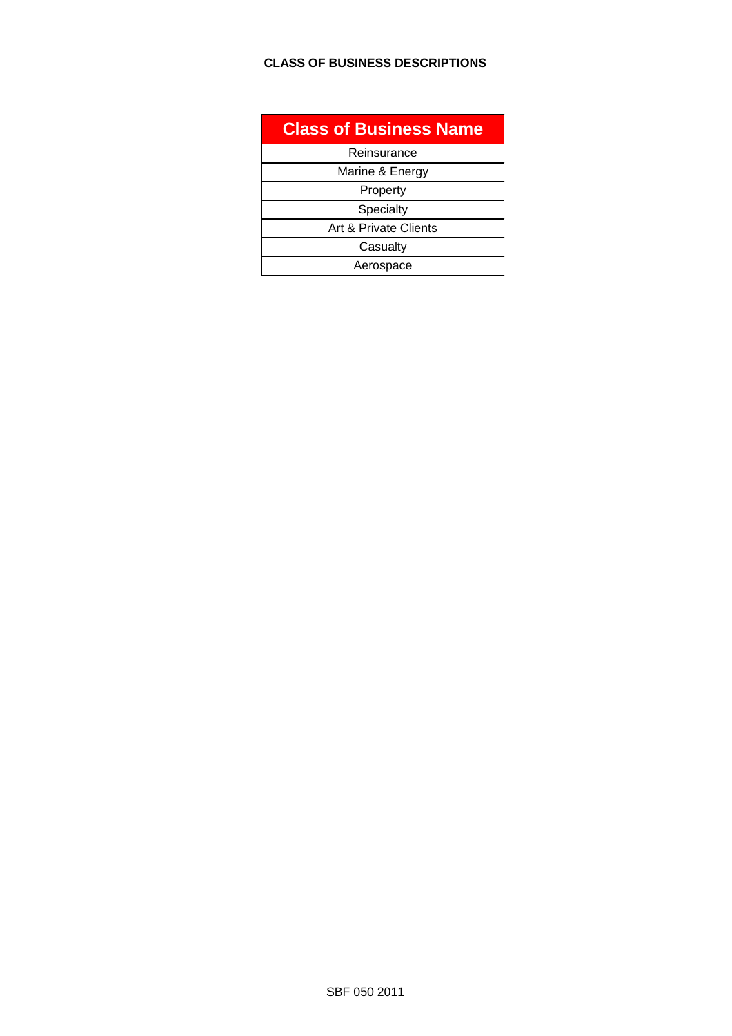# CLASS OF BUSINESS DESCRIPTIONS

| Class of Business Name |
|---|
| Reinsurance |
| Marine & Energy |
| Property |
| Specialty |
| Art & Private Clients |
| Casualty |
| Aerospace |

SBF 050 2011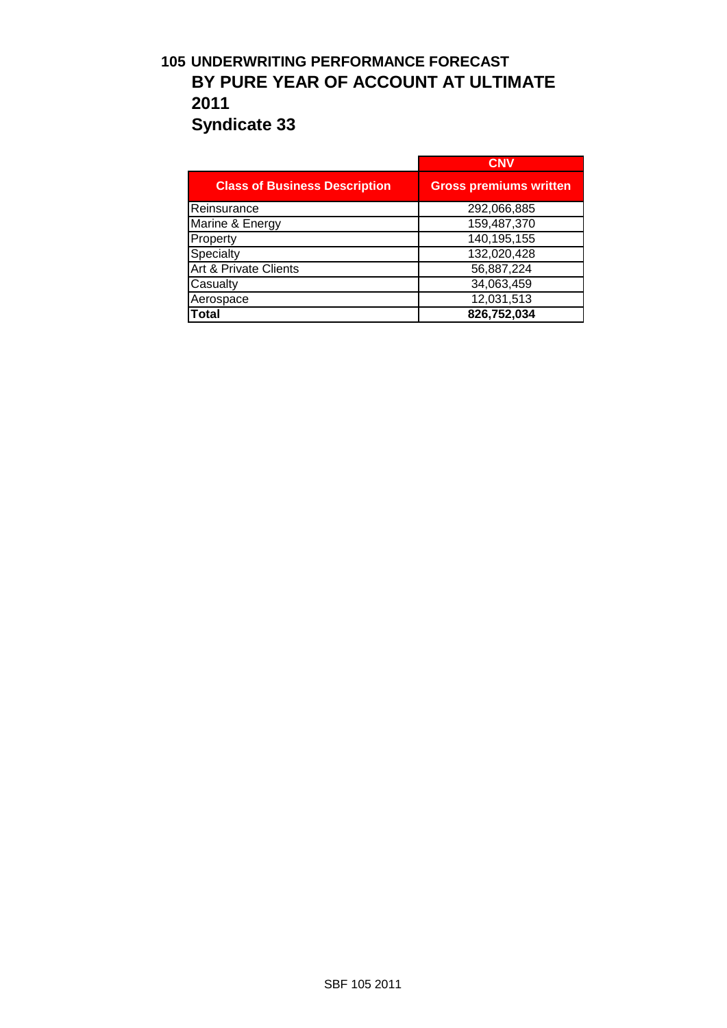# 105 UNDERWRITING PERFORMANCE FORECAST
## BY PURE YEAR OF ACCOUNT AT ULTIMATE
## 2011
## Syndicate 33

| | CNV |
|---|---|
| **Class of Business Description** | **Gross premiums written** |
| Reinsurance | 292,066,885 |
| Marine & Energy | 159,487,370 |
| Property | 140,195,155 |
| Specialty | 132,020,428 |
| Art & Private Clients | 56,887,224 |
| Casualty | 34,063,459 |
| Aerospace | 12,031,513 |
| **Total** | **826,752,034** |

SBF 105 2011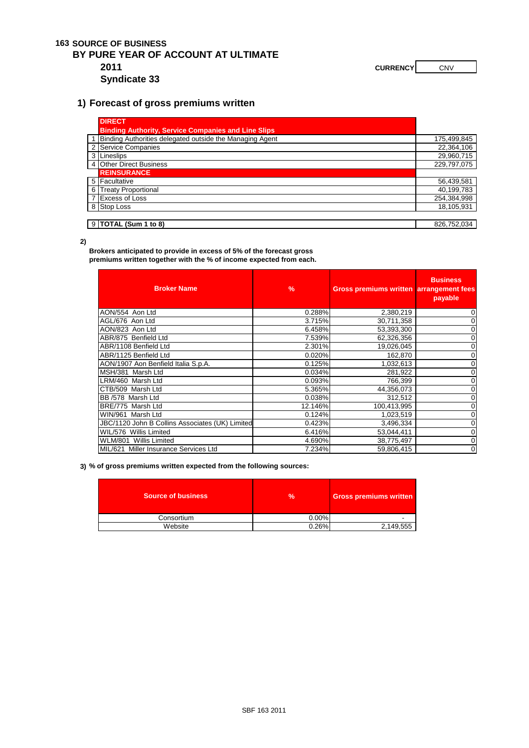# 163 SOURCE OF BUSINESS
## BY PURE YEAR OF ACCOUNT AT ULTIMATE
### 2011
### Syndicate 33

**CURRENCY** CNV

## 1) Forecast of gross premiums written

| | | |
|---|---|---|
| | **DIRECT** | |
| | **Binding Authority, Service Companies and Line Slips** | |
| 1 | Binding Authorities delegated outside the Managing Agent | 175,499,845 |
| 2 | Service Companies | 22,364,106 |
| 3 | Lineslips | 29,960,715 |
| 4 | Other Direct Business | 229,797,075 |
| | **REINSURANCE** | |
| 5 | Facultative | 56,439,581 |
| 6 | Treaty Proportional | 40,199,783 |
| 7 | Excess of Loss | 254,384,998 |
| 8 | Stop Loss | 18,105,931 |
| | | |
| 9 | **TOTAL (Sum 1 to 8)** | 826,752,034 |

**2)**

**Brokers anticipated to provide in excess of 5% of the forecast gross premiums written together with the % of income expected from each.**

| Broker Name | % | Gross premiums written | Business arrangement fees payable |
|---|---|---|---|
| AON/554 Aon Ltd | 0.288% | 2,380,219 | 0 |
| AGL/676 Aon Ltd | 3.715% | 30,711,358 | 0 |
| AON/823 Aon Ltd | 6.458% | 53,393,300 | 0 |
| ABR/875 Benfield Ltd | 7.539% | 62,326,356 | 0 |
| ABR/1108 Benfield Ltd | 2.301% | 19,026,045 | 0 |
| ABR/1125 Benfield Ltd | 0.020% | 162,870 | 0 |
| AON/1907 Aon Benfield Italia S.p.A. | 0.125% | 1,032,613 | 0 |
| MSH/381 Marsh Ltd | 0.034% | 281,922 | 0 |
| LRM/460 Marsh Ltd | 0.093% | 766,399 | 0 |
| CTB/509 Marsh Ltd | 5.365% | 44,356,073 | 0 |
| BB /578 Marsh Ltd | 0.038% | 312,512 | 0 |
| BRE/775 Marsh Ltd | 12.146% | 100,413,995 | 0 |
| WIN/961 Marsh Ltd | 0.124% | 1,023,519 | 0 |
| JBC/1120 John B Collins Associates (UK) Limited | 0.423% | 3,496,334 | 0 |
| WIL/576 Willis Limited | 6.416% | 53,044,411 | 0 |
| WLM/801 Willis Limited | 4.690% | 38,775,497 | 0 |
| MIL/621 Miller Insurance Services Ltd | 7.234% | 59,806,415 | 0 |

**3) % of gross premiums written expected from the following sources:**

| Source of business | % | Gross premiums written |
|---|---|---|
| Consortium | 0.00% | - |
| Website | 0.26% | 2,149,555 |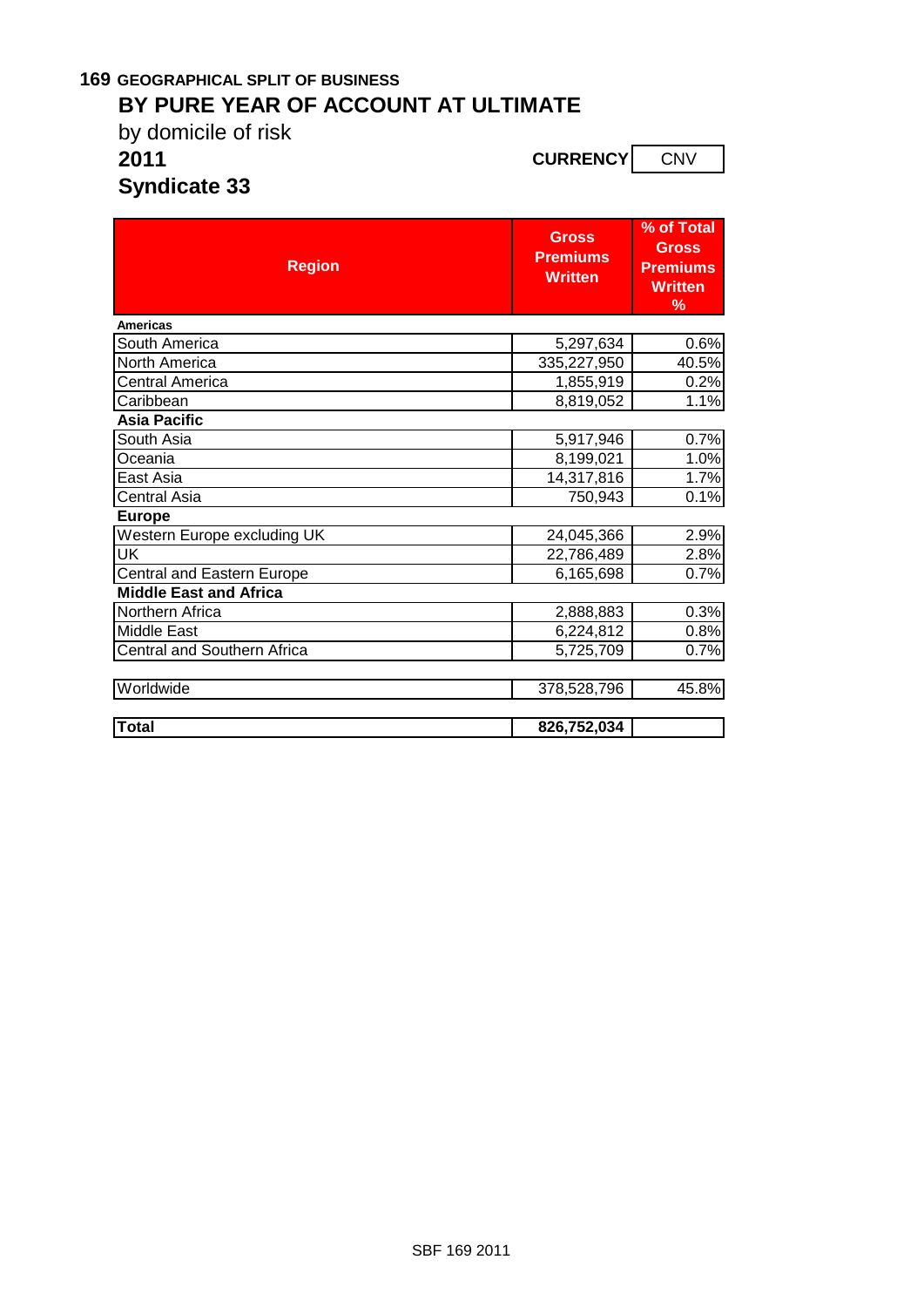**169 GEOGRAPHICAL SPLIT OF BUSINESS**

## BY PURE YEAR OF ACCOUNT AT ULTIMATE

by domicile of risk

**2011**

**CURRENCY** CNV

**Syndicate 33**

| Region | Gross Premiums Written | % of Total Gross Premiums Written % |
|---|---|---|
| **Americas** | | |
| South America | 5,297,634 | 0.6% |
| North America | 335,227,950 | 40.5% |
| Central America | 1,855,919 | 0.2% |
| Caribbean | 8,819,052 | 1.1% |
| **Asia Pacific** | | |
| South Asia | 5,917,946 | 0.7% |
| Oceania | 8,199,021 | 1.0% |
| East Asia | 14,317,816 | 1.7% |
| Central Asia | 750,943 | 0.1% |
| **Europe** | | |
| Western Europe excluding UK | 24,045,366 | 2.9% |
| UK | 22,786,489 | 2.8% |
| Central and Eastern Europe | 6,165,698 | 0.7% |
| **Middle East and Africa** | | |
| Northern Africa | 2,888,883 | 0.3% |
| Middle East | 6,224,812 | 0.8% |
| Central and Southern Africa | 5,725,709 | 0.7% |
| Worldwide | 378,528,796 | 45.8% |
| **Total** | **826,752,034** | |

SBF 169 2011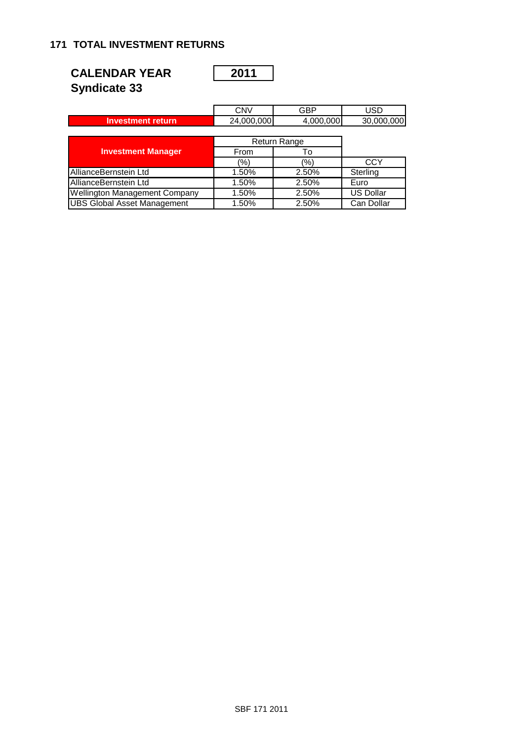## 171 TOTAL INVESTMENT RETURNS

**CALENDAR YEAR** **2011**

**Syndicate 33**

| | CNV | GBP | USD |
|---|---|---|---|
| **Investment return** | 24,000,000 | 4,000,000 | 30,000,000 |

| Investment Manager | Return Range | | |
|---|---|---|---|
| | From | To | |
| | (%) | (%) | CCY |
| AllianceBernstein Ltd | 1.50% | 2.50% | Sterling |
| AllianceBernstein Ltd | 1.50% | 2.50% | Euro |
| Wellington Management Company | 1.50% | 2.50% | US Dollar |
| UBS Global Asset Management | 1.50% | 2.50% | Can Dollar |

SBF 171 2011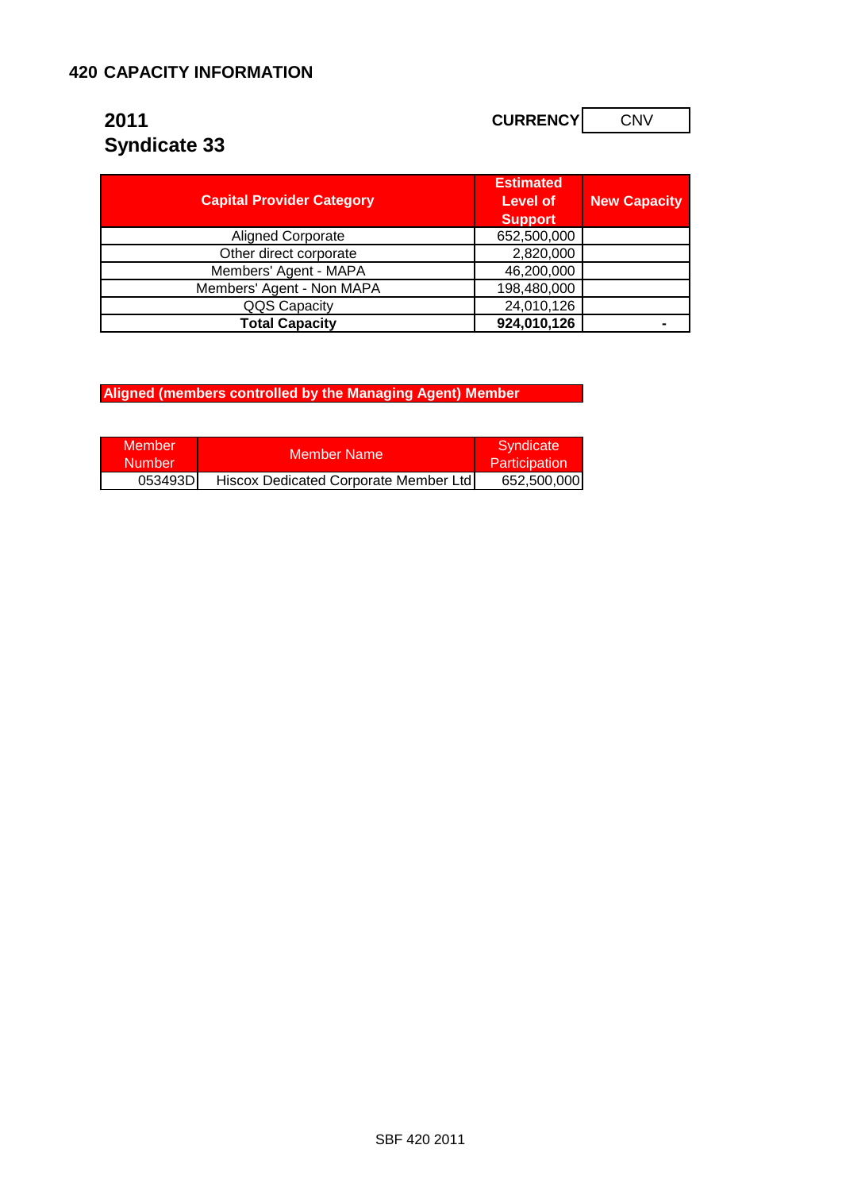## 420 CAPACITY INFORMATION

### 2011
### Syndicate 33

**CURRENCY** CNV

| Capital Provider Category | Estimated Level of Support | New Capacity |
|---|---|---|
| Aligned Corporate | 652,500,000 | |
| Other direct corporate | 2,820,000 | |
| Members' Agent - MAPA | 46,200,000 | |
| Members' Agent - Non MAPA | 198,480,000 | |
| QQS Capacity | 24,010,126 | |
| **Total Capacity** | **924,010,126** | **-** |

**Aligned (members controlled by the Managing Agent) Member**

| Member Number | Member Name | Syndicate Participation |
|---|---|---|
| 053493D | Hiscox Dedicated Corporate Member Ltd | 652,500,000 |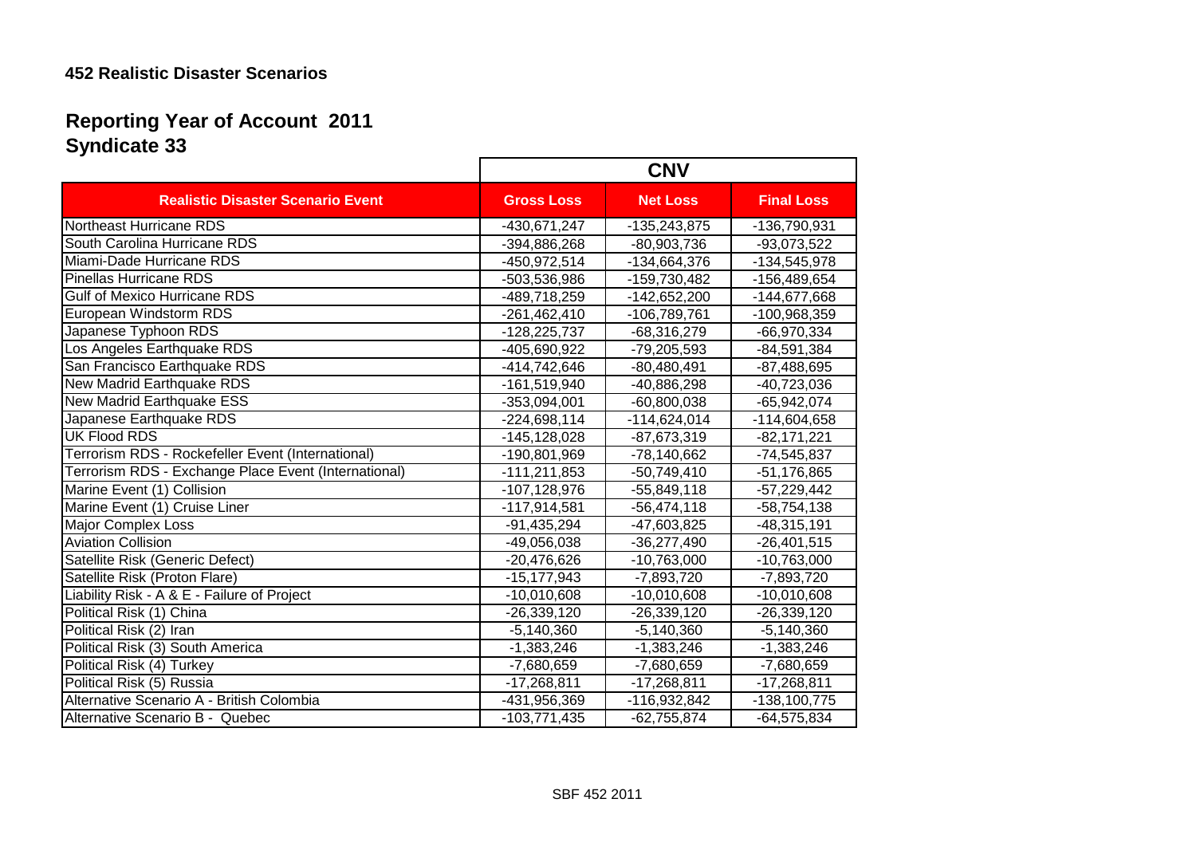### 452 Realistic Disaster Scenarios

## Reporting Year of Account 2011
## Syndicate 33

| | CNV | | |
|---|---|---|---|
| **Realistic Disaster Scenario Event** | **Gross Loss** | **Net Loss** | **Final Loss** |
| Northeast Hurricane RDS | -430,671,247 | -135,243,875 | -136,790,931 |
| South Carolina Hurricane RDS | -394,886,268 | -80,903,736 | -93,073,522 |
| Miami-Dade Hurricane RDS | -450,972,514 | -134,664,376 | -134,545,978 |
| Pinellas Hurricane RDS | -503,536,986 | -159,730,482 | -156,489,654 |
| Gulf of Mexico Hurricane RDS | -489,718,259 | -142,652,200 | -144,677,668 |
| European Windstorm RDS | -261,462,410 | -106,789,761 | -100,968,359 |
| Japanese Typhoon RDS | -128,225,737 | -68,316,279 | -66,970,334 |
| Los Angeles Earthquake RDS | -405,690,922 | -79,205,593 | -84,591,384 |
| San Francisco Earthquake RDS | -414,742,646 | -80,480,491 | -87,488,695 |
| New Madrid Earthquake RDS | -161,519,940 | -40,886,298 | -40,723,036 |
| New Madrid Earthquake ESS | -353,094,001 | -60,800,038 | -65,942,074 |
| Japanese Earthquake RDS | -224,698,114 | -114,624,014 | -114,604,658 |
| UK Flood RDS | -145,128,028 | -87,673,319 | -82,171,221 |
| Terrorism RDS - Rockefeller Event (International) | -190,801,969 | -78,140,662 | -74,545,837 |
| Terrorism RDS - Exchange Place Event (International) | -111,211,853 | -50,749,410 | -51,176,865 |
| Marine Event (1) Collision | -107,128,976 | -55,849,118 | -57,229,442 |
| Marine Event (1) Cruise Liner | -117,914,581 | -56,474,118 | -58,754,138 |
| Major Complex Loss | -91,435,294 | -47,603,825 | -48,315,191 |
| Aviation Collision | -49,056,038 | -36,277,490 | -26,401,515 |
| Satellite Risk (Generic Defect) | -20,476,626 | -10,763,000 | -10,763,000 |
| Satellite Risk (Proton Flare) | -15,177,943 | -7,893,720 | -7,893,720 |
| Liability Risk - A & E - Failure of Project | -10,010,608 | -10,010,608 | -10,010,608 |
| Political Risk (1) China | -26,339,120 | -26,339,120 | -26,339,120 |
| Political Risk (2) Iran | -5,140,360 | -5,140,360 | -5,140,360 |
| Political Risk (3) South America | -1,383,246 | -1,383,246 | -1,383,246 |
| Political Risk (4) Turkey | -7,680,659 | -7,680,659 | -7,680,659 |
| Political Risk (5) Russia | -17,268,811 | -17,268,811 | -17,268,811 |
| Alternative Scenario A - British Colombia | -431,956,369 | -116,932,842 | -138,100,775 |
| Alternative Scenario B - Quebec | -103,771,435 | -62,755,874 | -64,575,834 |

SBF 452 2011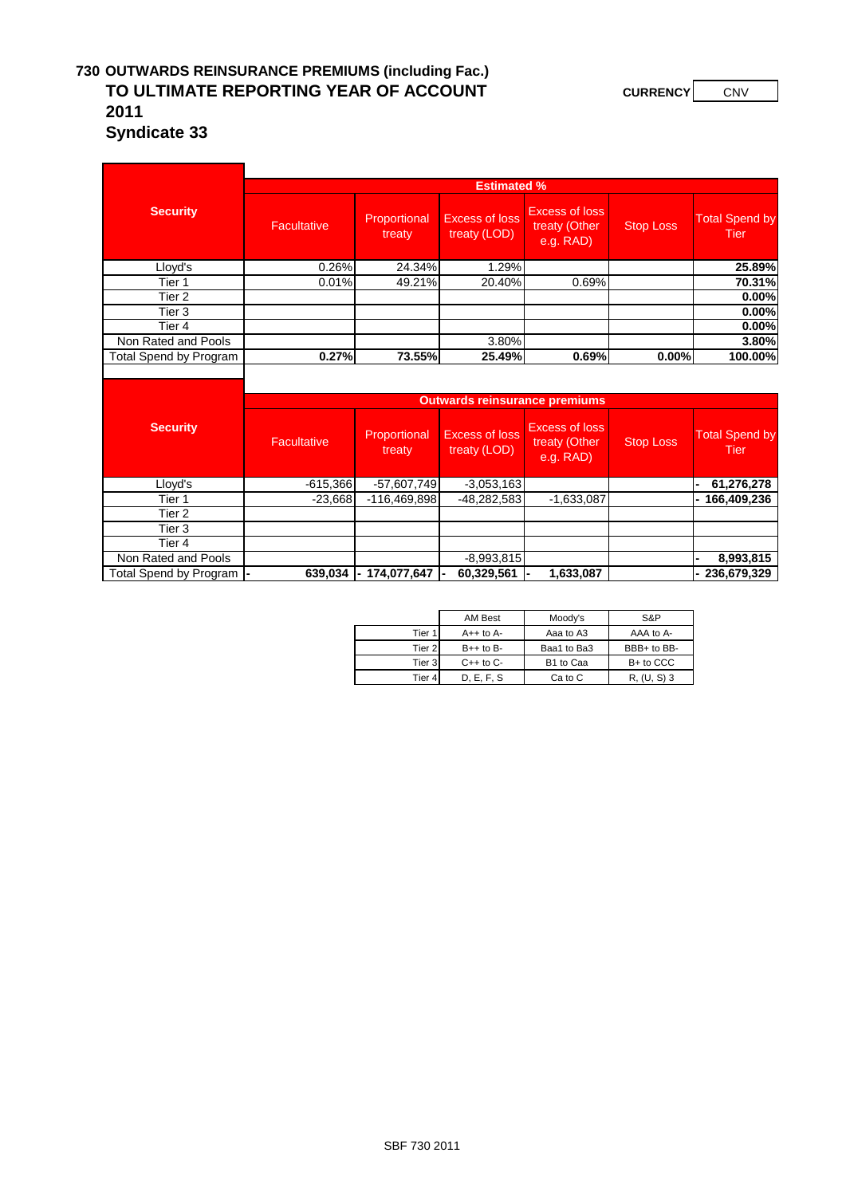# 730 OUTWARDS REINSURANCE PREMIUMS (including Fac.)

## TO ULTIMATE REPORTING YEAR OF ACCOUNT 2011

## Syndicate 33

**CURRENCY** CNV

| Security | Estimated % | | | | | |
|---|---|---|---|---|---|---|
| | Facultative | Proportional treaty | Excess of loss treaty (LOD) | Excess of loss treaty (Other e.g. RAD) | Stop Loss | Total Spend by Tier |
| Lloyd's | 0.26% | 24.34% | 1.29% | | | **25.89%** |
| Tier 1 | 0.01% | 49.21% | 20.40% | 0.69% | | **70.31%** |
| Tier 2 | | | | | | **0.00%** |
| Tier 3 | | | | | | **0.00%** |
| Tier 4 | | | | | | **0.00%** |
| Non Rated and Pools | | | 3.80% | | | **3.80%** |
| Total Spend by Program | **0.27%** | **73.55%** | **25.49%** | **0.69%** | **0.00%** | **100.00%** |

| Security | Outwards reinsurance premiums | | | | | |
|---|---|---|---|---|---|---|
| | Facultative | Proportional treaty | Excess of loss treaty (LOD) | Excess of loss treaty (Other e.g. RAD) | Stop Loss | Total Spend by Tier |
| Lloyd's | -615,366 | -57,607,749 | -3,053,163 | | | **-61,276,278** |
| Tier 1 | -23,668 | -116,469,898 | -48,282,583 | -1,633,087 | | **-166,409,236** |
| Tier 2 | | | | | | |
| Tier 3 | | | | | | |
| Tier 4 | | | | | | |
| Non Rated and Pools | | | -8,993,815 | | | **-8,993,815** |
| Total Spend by Program | **-639,034** | **-174,077,647** | **-60,329,561** | **-1,633,087** | | **-236,679,329** |

| | AM Best | Moody's | S&P |
|---|---|---|---|
| Tier 1 | A++ to A- | Aaa to A3 | AAA to A- |
| Tier 2 | B++ to B- | Baa1 to Ba3 | BBB+ to BB- |
| Tier 3 | C++ to C- | B1 to Caa | B+ to CCC |
| Tier 4 | D, E, F, S | Ca to C | R, (U, S) 3 |

SBF 730 2011